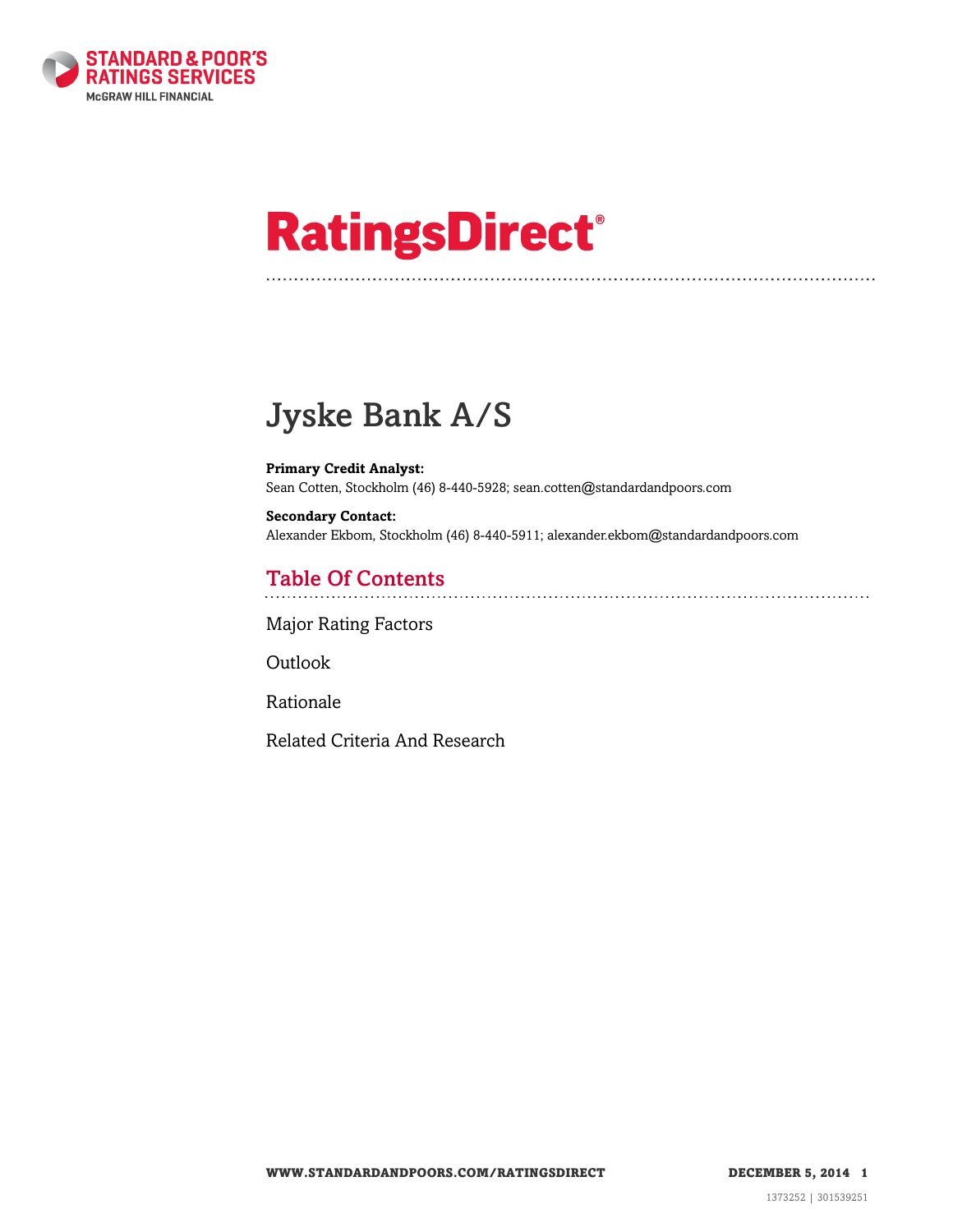STANDARD & POOR'S RATINGS SERVICES
McGRAW HILL FINANCIAL

# RatingsDirect®

# Jyske Bank A/S

**Primary Credit Analyst:**
Sean Cotten, Stockholm (46) 8-440-5928; sean.cotten@standardandpoors.com

**Secondary Contact:**
Alexander Ekbom, Stockholm (46) 8-440-5911; alexander.ekbom@standardandpoors.com

## Table Of Contents

Major Rating Factors

Outlook

Rationale

Related Criteria And Research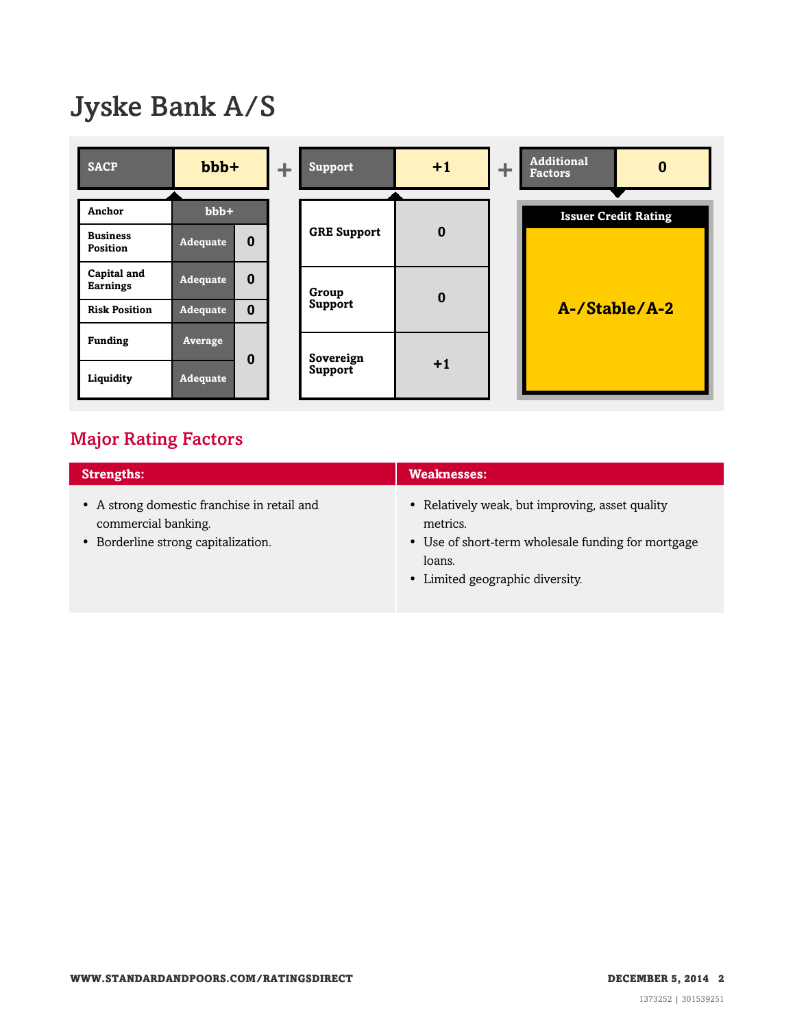# Jyske Bank A/S

| SACP | bbb+ | + | Support | +1 | + | Additional Factors | 0 |
|---|---|---|---|---|---|---|---|

| Anchor | bbb+ | |
|---|---|---|
| Business Position | Adequate | 0 |
| Capital and Earnings | Adequate | 0 |
| Risk Position | Adequate | 0 |
| Funding | Average | 0 |
| Liquidity | Adequate | |

| Support | |
|---|---|
| GRE Support | 0 |
| Group Support | 0 |
| Sovereign Support | +1 |

| Issuer Credit Rating |
|---|
| A-/Stable/A-2 |

## Major Rating Factors

| Strengths: | Weaknesses: |
|---|---|
| • A strong domestic franchise in retail and commercial banking.<br>• Borderline strong capitalization. | • Relatively weak, but improving, asset quality metrics.<br>• Use of short-term wholesale funding for mortgage loans.<br>• Limited geographic diversity. |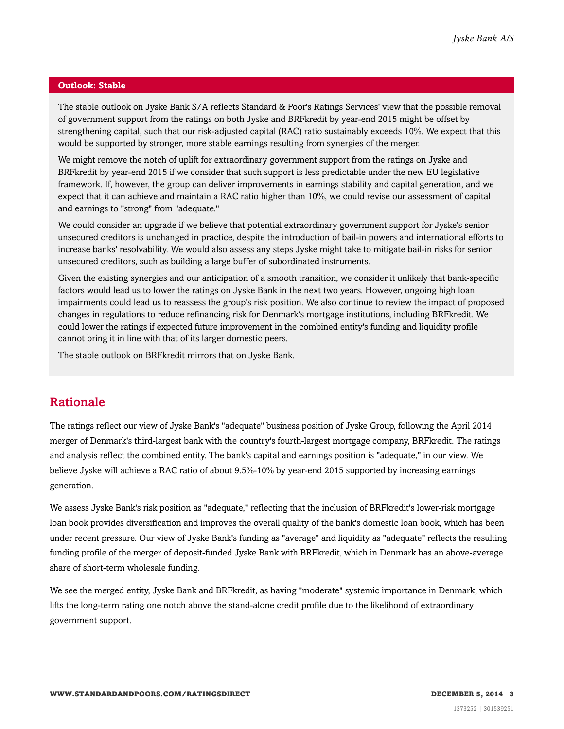## Outlook: Stable

The stable outlook on Jyske Bank S/A reflects Standard & Poor's Ratings Services' view that the possible removal of government support from the ratings on both Jyske and BRFkredit by year-end 2015 might be offset by strengthening capital, such that our risk-adjusted capital (RAC) ratio sustainably exceeds 10%. We expect that this would be supported by stronger, more stable earnings resulting from synergies of the merger.

We might remove the notch of uplift for extraordinary government support from the ratings on Jyske and BRFkredit by year-end 2015 if we consider that such support is less predictable under the new EU legislative framework. If, however, the group can deliver improvements in earnings stability and capital generation, and we expect that it can achieve and maintain a RAC ratio higher than 10%, we could revise our assessment of capital and earnings to "strong" from "adequate."

We could consider an upgrade if we believe that potential extraordinary government support for Jyske's senior unsecured creditors is unchanged in practice, despite the introduction of bail-in powers and international efforts to increase banks' resolvability. We would also assess any steps Jyske might take to mitigate bail-in risks for senior unsecured creditors, such as building a large buffer of subordinated instruments.

Given the existing synergies and our anticipation of a smooth transition, we consider it unlikely that bank-specific factors would lead us to lower the ratings on Jyske Bank in the next two years. However, ongoing high loan impairments could lead us to reassess the group's risk position. We also continue to review the impact of proposed changes in regulations to reduce refinancing risk for Denmark's mortgage institutions, including BRFkredit. We could lower the ratings if expected future improvement in the combined entity's funding and liquidity profile cannot bring it in line with that of its larger domestic peers.

The stable outlook on BRFkredit mirrors that on Jyske Bank.

## Rationale

The ratings reflect our view of Jyske Bank's "adequate" business position of Jyske Group, following the April 2014 merger of Denmark's third-largest bank with the country's fourth-largest mortgage company, BRFkredit. The ratings and analysis reflect the combined entity. The bank's capital and earnings position is "adequate," in our view. We believe Jyske will achieve a RAC ratio of about 9.5%-10% by year-end 2015 supported by increasing earnings generation.

We assess Jyske Bank's risk position as "adequate," reflecting that the inclusion of BRFkredit's lower-risk mortgage loan book provides diversification and improves the overall quality of the bank's domestic loan book, which has been under recent pressure. Our view of Jyske Bank's funding as "average" and liquidity as "adequate" reflects the resulting funding profile of the merger of deposit-funded Jyske Bank with BRFkredit, which in Denmark has an above-average share of short-term wholesale funding.

We see the merged entity, Jyske Bank and BRFkredit, as having "moderate" systemic importance in Denmark, which lifts the long-term rating one notch above the stand-alone credit profile due to the likelihood of extraordinary government support.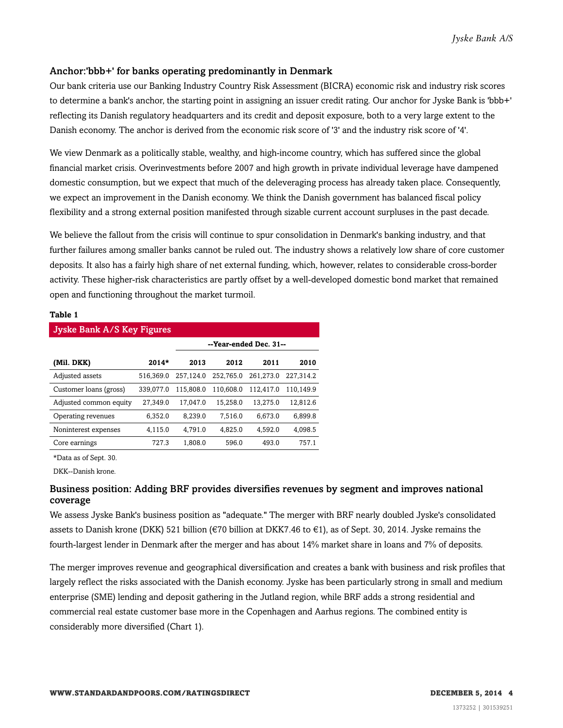## Anchor:'bbb+' for banks operating predominantly in Denmark

Our bank criteria use our Banking Industry Country Risk Assessment (BICRA) economic risk and industry risk scores to determine a bank's anchor, the starting point in assigning an issuer credit rating. Our anchor for Jyske Bank is 'bbb+' reflecting its Danish regulatory headquarters and its credit and deposit exposure, both to a very large extent to the Danish economy. The anchor is derived from the economic risk score of '3' and the industry risk score of '4'.

We view Denmark as a politically stable, wealthy, and high-income country, which has suffered since the global financial market crisis. Overinvestments before 2007 and high growth in private individual leverage have dampened domestic consumption, but we expect that much of the deleveraging process has already taken place. Consequently, we expect an improvement in the Danish economy. We think the Danish government has balanced fiscal policy flexibility and a strong external position manifested through sizable current account surpluses in the past decade.

We believe the fallout from the crisis will continue to spur consolidation in Denmark's banking industry, and that further failures among smaller banks cannot be ruled out. The industry shows a relatively low share of core customer deposits. It also has a fairly high share of net external funding, which, however, relates to considerable cross-border activity. These higher-risk characteristics are partly offset by a well-developed domestic bond market that remained open and functioning throughout the market turmoil.

**Table 1**

| Jyske Bank A/S Key Figures | | | | | |
|---|---|---|---|---|---|
| | | --Year-ended Dec. 31-- | | | |
| **(Mil. DKK)** | **2014*** | **2013** | **2012** | **2011** | **2010** |
| Adjusted assets | 516,369.0 | 257,124.0 | 252,765.0 | 261,273.0 | 227,314.2 |
| Customer loans (gross) | 339,077.0 | 115,808.0 | 110,608.0 | 112,417.0 | 110,149.9 |
| Adjusted common equity | 27,349.0 | 17,047.0 | 15,258.0 | 13,275.0 | 12,812.6 |
| Operating revenues | 6,352.0 | 8,239.0 | 7,516.0 | 6,673.0 | 6,899.8 |
| Noninterest expenses | 4,115.0 | 4,791.0 | 4,825.0 | 4,592.0 | 4,098.5 |
| Core earnings | 727.3 | 1,808.0 | 596.0 | 493.0 | 757.1 |

*Data as of Sept. 30.

DKK--Danish krone.

## Business position: Adding BRF provides diversifies revenues by segment and improves national coverage

We assess Jyske Bank's business position as "adequate." The merger with BRF nearly doubled Jyske's consolidated assets to Danish krone (DKK) 521 billion (€70 billion at DKK7.46 to €1), as of Sept. 30, 2014. Jyske remains the fourth-largest lender in Denmark after the merger and has about 14% market share in loans and 7% of deposits.

The merger improves revenue and geographical diversification and creates a bank with business and risk profiles that largely reflect the risks associated with the Danish economy. Jyske has been particularly strong in small and medium enterprise (SME) lending and deposit gathering in the Jutland region, while BRF adds a strong residential and commercial real estate customer base more in the Copenhagen and Aarhus regions. The combined entity is considerably more diversified (Chart 1).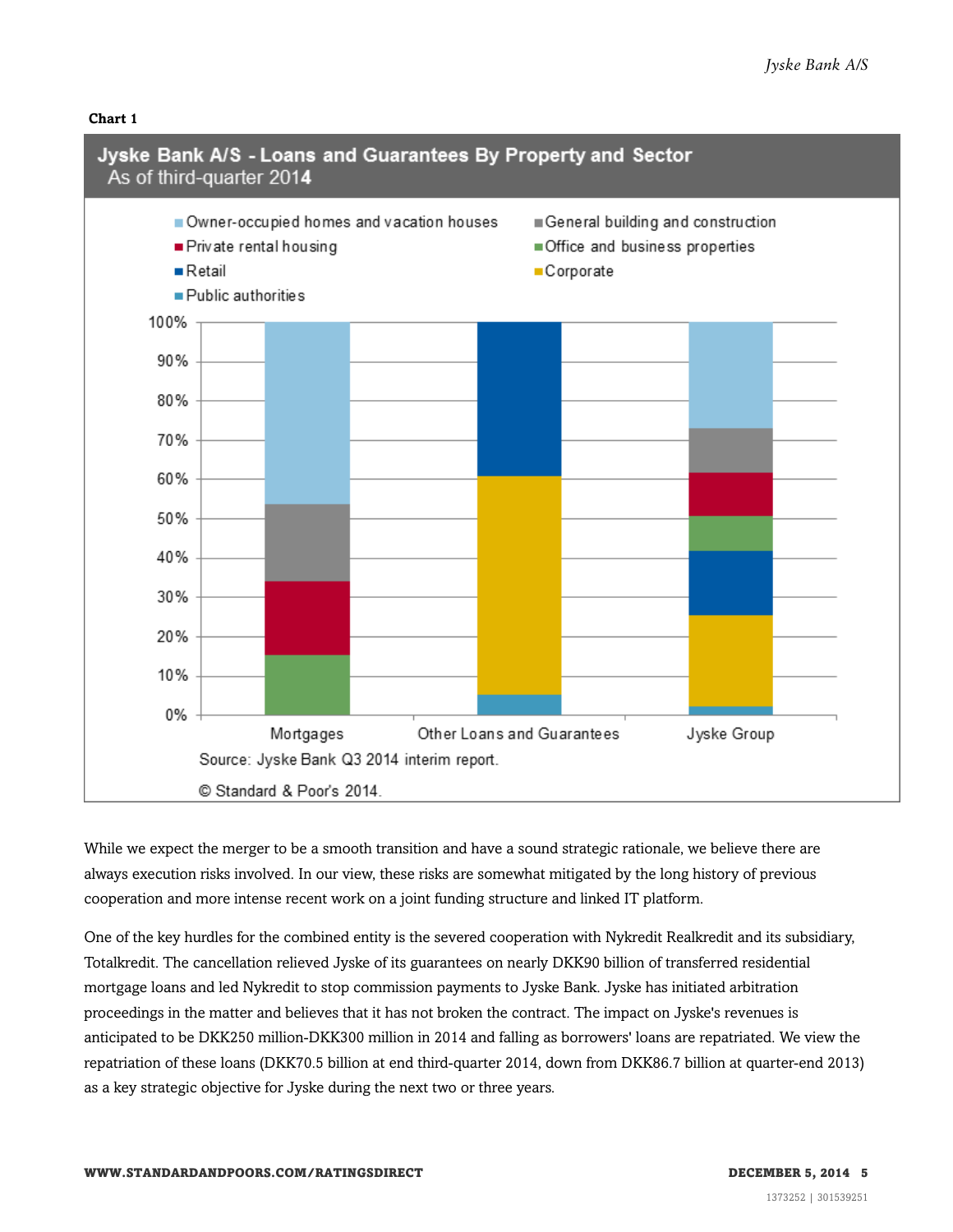**Chart 1**

**Jyske Bank A/S - Loans and Guarantees By Property and Sector**
As of third-quarter 2014

Source: Jyske Bank Q3 2014 interim report.

© Standard & Poor's 2014.

While we expect the merger to be a smooth transition and have a sound strategic rationale, we believe there are always execution risks involved. In our view, these risks are somewhat mitigated by the long history of previous cooperation and more intense recent work on a joint funding structure and linked IT platform.

One of the key hurdles for the combined entity is the severed cooperation with Nykredit Realkredit and its subsidiary, Totalkredit. The cancellation relieved Jyske of its guarantees on nearly DKK90 billion of transferred residential mortgage loans and led Nykredit to stop commission payments to Jyske Bank. Jyske has initiated arbitration proceedings in the matter and believes that it has not broken the contract. The impact on Jyske's revenues is anticipated to be DKK250 million-DKK300 million in 2014 and falling as borrowers' loans are repatriated. We view the repatriation of these loans (DKK70.5 billion at end third-quarter 2014, down from DKK86.7 billion at quarter-end 2013) as a key strategic objective for Jyske during the next two or three years.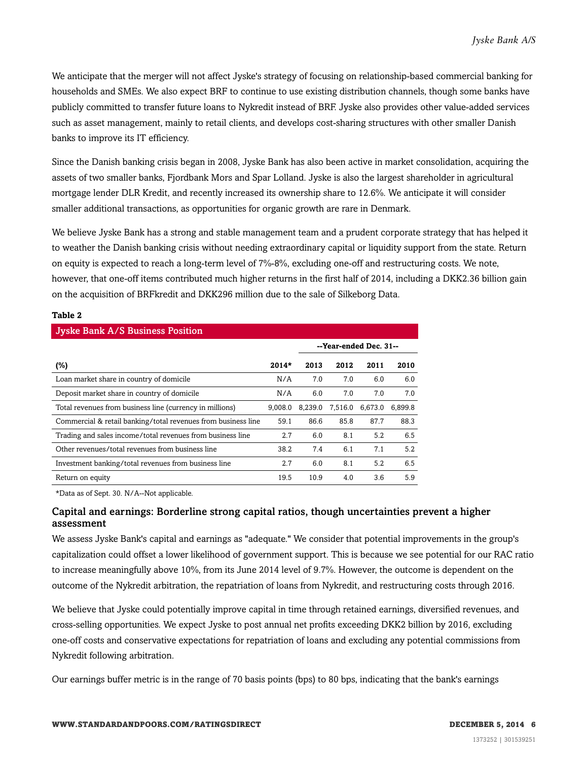We anticipate that the merger will not affect Jyske's strategy of focusing on relationship-based commercial banking for households and SMEs. We also expect BRF to continue to use existing distribution channels, though some banks have publicly committed to transfer future loans to Nykredit instead of BRF. Jyske also provides other value-added services such as asset management, mainly to retail clients, and develops cost-sharing structures with other smaller Danish banks to improve its IT efficiency.

Since the Danish banking crisis began in 2008, Jyske Bank has also been active in market consolidation, acquiring the assets of two smaller banks, Fjordbank Mors and Spar Lolland. Jyske is also the largest shareholder in agricultural mortgage lender DLR Kredit, and recently increased its ownership share to 12.6%. We anticipate it will consider smaller additional transactions, as opportunities for organic growth are rare in Denmark.

We believe Jyske Bank has a strong and stable management team and a prudent corporate strategy that has helped it to weather the Danish banking crisis without needing extraordinary capital or liquidity support from the state. Return on equity is expected to reach a long-term level of 7%-8%, excluding one-off and restructuring costs. We note, however, that one-off items contributed much higher returns in the first half of 2014, including a DKK2.36 billion gain on the acquisition of BRFkredit and DKK296 million due to the sale of Silkeborg Data.

**Table 2**

| Jyske Bank A/S Business Position | | | | | |
|---|---|---|---|---|---|
| | | --Year-ended Dec. 31-- | | | |
| **(%)** | **2014*** | **2013** | **2012** | **2011** | **2010** |
| Loan market share in country of domicile | N/A | 7.0 | 7.0 | 6.0 | 6.0 |
| Deposit market share in country of domicile | N/A | 6.0 | 7.0 | 7.0 | 7.0 |
| Total revenues from business line (currency in millions) | 9,008.0 | 8,239.0 | 7,516.0 | 6,673.0 | 6,899.8 |
| Commercial & retail banking/total revenues from business line | 59.1 | 86.6 | 85.8 | 87.7 | 88.3 |
| Trading and sales income/total revenues from business line | 2.7 | 6.0 | 8.1 | 5.2 | 6.5 |
| Other revenues/total revenues from business line | 38.2 | 7.4 | 6.1 | 7.1 | 5.2 |
| Investment banking/total revenues from business line | 2.7 | 6.0 | 8.1 | 5.2 | 6.5 |
| Return on equity | 19.5 | 10.9 | 4.0 | 3.6 | 5.9 |

*Data as of Sept. 30. N/A--Not applicable.

## Capital and earnings: Borderline strong capital ratios, though uncertainties prevent a higher assessment

We assess Jyske Bank's capital and earnings as "adequate." We consider that potential improvements in the group's capitalization could offset a lower likelihood of government support. This is because we see potential for our RAC ratio to increase meaningfully above 10%, from its June 2014 level of 9.7%. However, the outcome is dependent on the outcome of the Nykredit arbitration, the repatriation of loans from Nykredit, and restructuring costs through 2016.

We believe that Jyske could potentially improve capital in time through retained earnings, diversified revenues, and cross-selling opportunities. We expect Jyske to post annual net profits exceeding DKK2 billion by 2016, excluding one-off costs and conservative expectations for repatriation of loans and excluding any potential commissions from Nykredit following arbitration.

Our earnings buffer metric is in the range of 70 basis points (bps) to 80 bps, indicating that the bank's earnings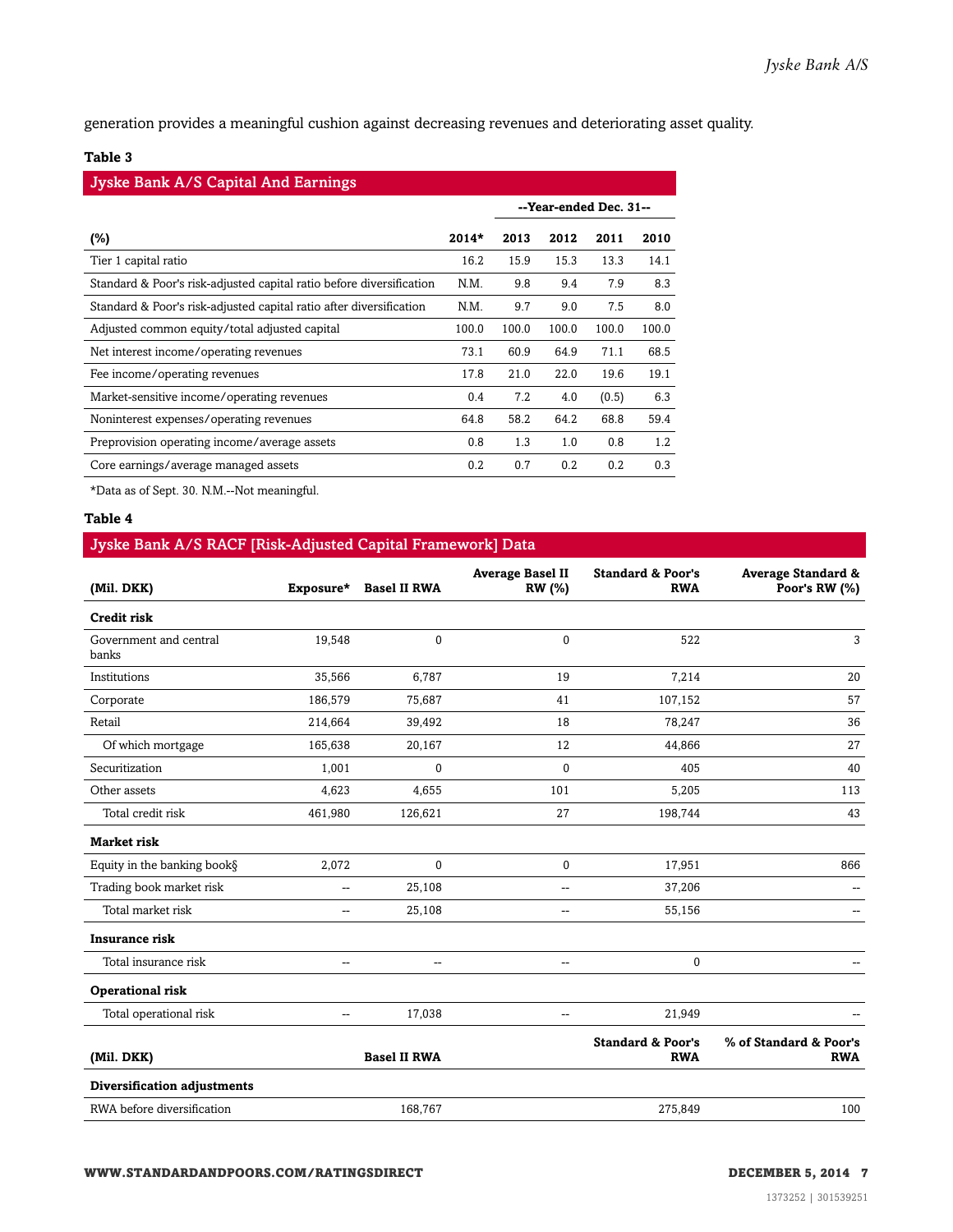generation provides a meaningful cushion against decreasing revenues and deteriorating asset quality.

**Table 3**

## Jyske Bank A/S Capital And Earnings

| | | --Year-ended Dec. 31-- | | | |
|---|---|---|---|---|---|
| **(%)** | **2014*** | **2013** | **2012** | **2011** | **2010** |
| Tier 1 capital ratio | 16.2 | 15.9 | 15.3 | 13.3 | 14.1 |
| Standard & Poor's risk-adjusted capital ratio before diversification | N.M. | 9.8 | 9.4 | 7.9 | 8.3 |
| Standard & Poor's risk-adjusted capital ratio after diversification | N.M. | 9.7 | 9.0 | 7.5 | 8.0 |
| Adjusted common equity/total adjusted capital | 100.0 | 100.0 | 100.0 | 100.0 | 100.0 |
| Net interest income/operating revenues | 73.1 | 60.9 | 64.9 | 71.1 | 68.5 |
| Fee income/operating revenues | 17.8 | 21.0 | 22.0 | 19.6 | 19.1 |
| Market-sensitive income/operating revenues | 0.4 | 7.2 | 4.0 | (0.5) | 6.3 |
| Noninterest expenses/operating revenues | 64.8 | 58.2 | 64.2 | 68.8 | 59.4 |
| Preprovision operating income/average assets | 0.8 | 1.3 | 1.0 | 0.8 | 1.2 |
| Core earnings/average managed assets | 0.2 | 0.7 | 0.2 | 0.2 | 0.3 |

*Data as of Sept. 30. N.M.--Not meaningful.

**Table 4**

## Jyske Bank A/S RACF [Risk-Adjusted Capital Framework] Data

| (Mil. DKK) | Exposure* | Basel II RWA | Average Basel II RW (%) | Standard & Poor's RWA | Average Standard & Poor's RW (%) |
|---|---|---|---|---|---|
| **Credit risk** | | | | | |
| Government and central banks | 19,548 | 0 | 0 | 522 | 3 |
| Institutions | 35,566 | 6,787 | 19 | 7,214 | 20 |
| Corporate | 186,579 | 75,687 | 41 | 107,152 | 57 |
| Retail | 214,664 | 39,492 | 18 | 78,247 | 36 |
| Of which mortgage | 165,638 | 20,167 | 12 | 44,866 | 27 |
| Securitization | 1,001 | 0 | 0 | 405 | 40 |
| Other assets | 4,623 | 4,655 | 101 | 5,205 | 113 |
| Total credit risk | 461,980 | 126,621 | 27 | 198,744 | 43 |
| **Market risk** | | | | | |
| Equity in the banking book§ | 2,072 | 0 | 0 | 17,951 | 866 |
| Trading book market risk | -- | 25,108 | -- | 37,206 | -- |
| Total market risk | -- | 25,108 | -- | 55,156 | -- |
| **Insurance risk** | | | | | |
| Total insurance risk | -- | -- | -- | 0 | -- |
| **Operational risk** | | | | | |
| Total operational risk | -- | 17,038 | -- | 21,949 | -- |
| **(Mil. DKK)** | | **Basel II RWA** | | **Standard & Poor's RWA** | **% of Standard & Poor's RWA** |
| **Diversification adjustments** | | | | | |
| RWA before diversification | | 168,767 | | 275,849 | 100 |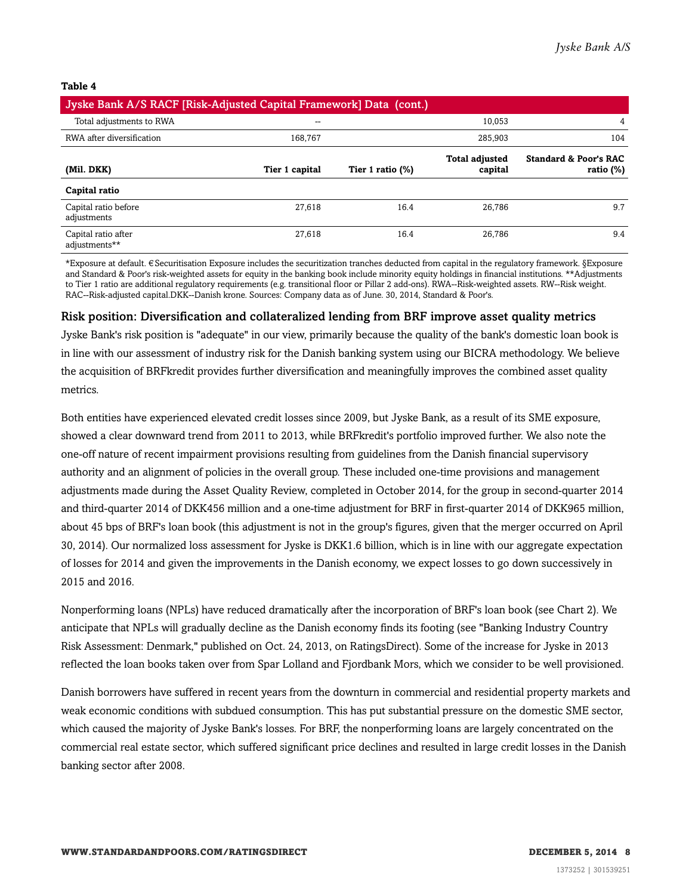**Table 4**

| Jyske Bank A/S RACF [Risk-Adjusted Capital Framework] Data (cont.) | | | | |
|---|---|---|---|---|
| Total adjustments to RWA | -- | | 10,053 | 4 |
| RWA after diversification | 168,767 | | 285,903 | 104 |
| **(Mil. DKK)** | **Tier 1 capital** | **Tier 1 ratio (%)** | **Total adjusted capital** | **Standard & Poor's RAC ratio (%)** |
| **Capital ratio** | | | | |
| Capital ratio before adjustments | 27,618 | 16.4 | 26,786 | 9.7 |
| Capital ratio after adjustments** | 27,618 | 16.4 | 26,786 | 9.4 |

*Exposure at default. €Securitisation Exposure includes the securitization tranches deducted from capital in the regulatory framework. §Exposure and Standard & Poor's risk-weighted assets for equity in the banking book include minority equity holdings in financial institutions. **Adjustments to Tier 1 ratio are additional regulatory requirements (e.g. transitional floor or Pillar 2 add-ons). RWA--Risk-weighted assets. RW--Risk weight. RAC--Risk-adjusted capital.DKK--Danish krone. Sources: Company data as of June. 30, 2014, Standard & Poor's.

### Risk position: Diversification and collateralized lending from BRF improve asset quality metrics

Jyske Bank's risk position is "adequate" in our view, primarily because the quality of the bank's domestic loan book is in line with our assessment of industry risk for the Danish banking system using our BICRA methodology. We believe the acquisition of BRFkredit provides further diversification and meaningfully improves the combined asset quality metrics.

Both entities have experienced elevated credit losses since 2009, but Jyske Bank, as a result of its SME exposure, showed a clear downward trend from 2011 to 2013, while BRFkredit's portfolio improved further. We also note the one-off nature of recent impairment provisions resulting from guidelines from the Danish financial supervisory authority and an alignment of policies in the overall group. These included one-time provisions and management adjustments made during the Asset Quality Review, completed in October 2014, for the group in second-quarter 2014 and third-quarter 2014 of DKK456 million and a one-time adjustment for BRF in first-quarter 2014 of DKK965 million, about 45 bps of BRF's loan book (this adjustment is not in the group's figures, given that the merger occurred on April 30, 2014). Our normalized loss assessment for Jyske is DKK1.6 billion, which is in line with our aggregate expectation of losses for 2014 and given the improvements in the Danish economy, we expect losses to go down successively in 2015 and 2016.

Nonperforming loans (NPLs) have reduced dramatically after the incorporation of BRF's loan book (see Chart 2). We anticipate that NPLs will gradually decline as the Danish economy finds its footing (see "Banking Industry Country Risk Assessment: Denmark," published on Oct. 24, 2013, on RatingsDirect). Some of the increase for Jyske in 2013 reflected the loan books taken over from Spar Lolland and Fjordbank Mors, which we consider to be well provisioned.

Danish borrowers have suffered in recent years from the downturn in commercial and residential property markets and weak economic conditions with subdued consumption. This has put substantial pressure on the domestic SME sector, which caused the majority of Jyske Bank's losses. For BRF, the nonperforming loans are largely concentrated on the commercial real estate sector, which suffered significant price declines and resulted in large credit losses in the Danish banking sector after 2008.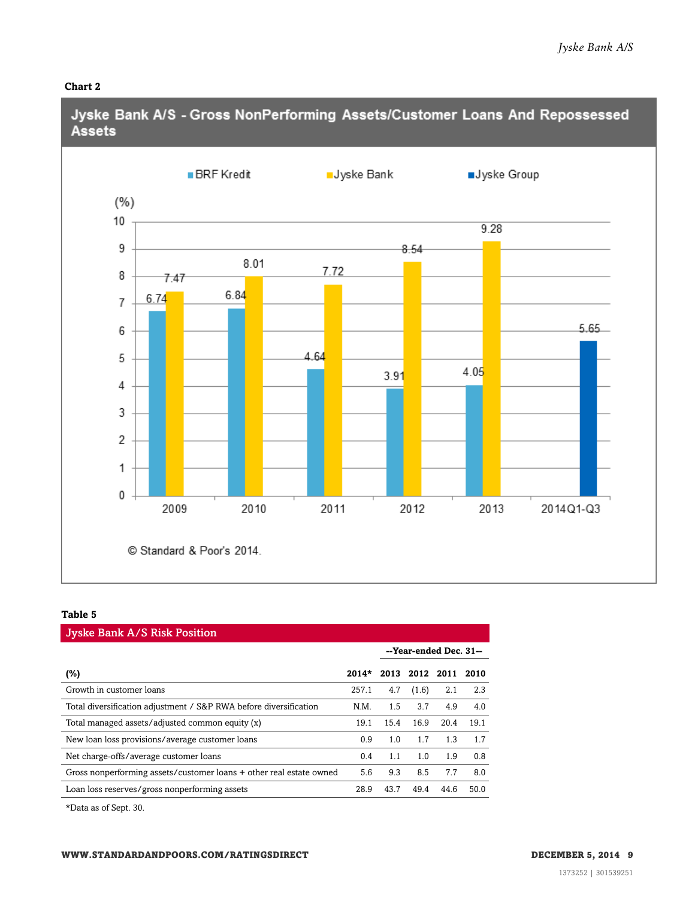**Chart 2**

**Jyske Bank A/S - Gross NonPerforming Assets/Customer Loans And Repossessed Assets**

| (%) | BRF Kredit | Jyske Bank | Jyske Group |
|---|---|---|---|
| 2009 | 6.74 | 7.47 | |
| 2010 | 6.84 | 8.01 | |
| 2011 | 4.64 | 7.72 | |
| 2012 | 3.91 | 8.54 | |
| 2013 | 4.05 | 9.28 | |
| 2014Q1-Q3 | | | 5.65 |

© Standard & Poor's 2014.

**Table 5**

| Jyske Bank A/S Risk Position | | | | | |
|---|---|---|---|---|---|
| | | --Year-ended Dec. 31-- | | | |
| (%) | 2014* | 2013 | 2012 | 2011 | 2010 |
| Growth in customer loans | 257.1 | 4.7 | (1.6) | 2.1 | 2.3 |
| Total diversification adjustment / S&P RWA before diversification | N.M. | 1.5 | 3.7 | 4.9 | 4.0 |
| Total managed assets/adjusted common equity (x) | 19.1 | 15.4 | 16.9 | 20.4 | 19.1 |
| New loan loss provisions/average customer loans | 0.9 | 1.0 | 1.7 | 1.3 | 1.7 |
| Net charge-offs/average customer loans | 0.4 | 1.1 | 1.0 | 1.9 | 0.8 |
| Gross nonperforming assets/customer loans + other real estate owned | 5.6 | 9.3 | 8.5 | 7.7 | 8.0 |
| Loan loss reserves/gross nonperforming assets | 28.9 | 43.7 | 49.4 | 44.6 | 50.0 |

*Data as of Sept. 30.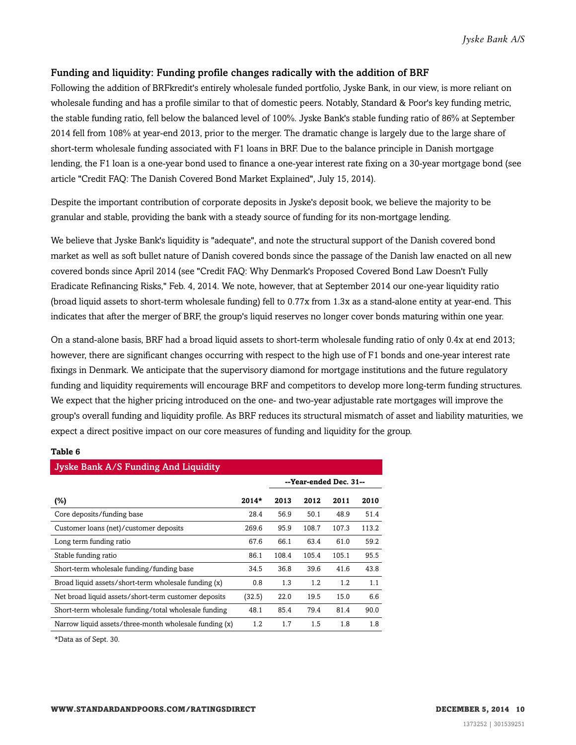## Funding and liquidity: Funding profile changes radically with the addition of BRF

Following the addition of BRFkredit's entirely wholesale funded portfolio, Jyske Bank, in our view, is more reliant on wholesale funding and has a profile similar to that of domestic peers. Notably, Standard & Poor's key funding metric, the stable funding ratio, fell below the balanced level of 100%. Jyske Bank's stable funding ratio of 86% at September 2014 fell from 108% at year-end 2013, prior to the merger. The dramatic change is largely due to the large share of short-term wholesale funding associated with F1 loans in BRF. Due to the balance principle in Danish mortgage lending, the F1 loan is a one-year bond used to finance a one-year interest rate fixing on a 30-year mortgage bond (see article "Credit FAQ: The Danish Covered Bond Market Explained", July 15, 2014).

Despite the important contribution of corporate deposits in Jyske's deposit book, we believe the majority to be granular and stable, providing the bank with a steady source of funding for its non-mortgage lending.

We believe that Jyske Bank's liquidity is "adequate", and note the structural support of the Danish covered bond market as well as soft bullet nature of Danish covered bonds since the passage of the Danish law enacted on all new covered bonds since April 2014 (see "Credit FAQ: Why Denmark's Proposed Covered Bond Law Doesn't Fully Eradicate Refinancing Risks," Feb. 4, 2014. We note, however, that at September 2014 our one-year liquidity ratio (broad liquid assets to short-term wholesale funding) fell to 0.77x from 1.3x as a stand-alone entity at year-end. This indicates that after the merger of BRF, the group's liquid reserves no longer cover bonds maturing within one year.

On a stand-alone basis, BRF had a broad liquid assets to short-term wholesale funding ratio of only 0.4x at end 2013; however, there are significant changes occurring with respect to the high use of F1 bonds and one-year interest rate fixings in Denmark. We anticipate that the supervisory diamond for mortgage institutions and the future regulatory funding and liquidity requirements will encourage BRF and competitors to develop more long-term funding structures. We expect that the higher pricing introduced on the one- and two-year adjustable rate mortgages will improve the group's overall funding and liquidity profile. As BRF reduces its structural mismatch of asset and liability maturities, we expect a direct positive impact on our core measures of funding and liquidity for the group.

**Table 6**

**Jyske Bank A/S Funding And Liquidity**

| | | --Year-ended Dec. 31-- | | | |
|---|---|---|---|---|---|
| **(%)** | **2014*** | **2013** | **2012** | **2011** | **2010** |
| Core deposits/funding base | 28.4 | 56.9 | 50.1 | 48.9 | 51.4 |
| Customer loans (net)/customer deposits | 269.6 | 95.9 | 108.7 | 107.3 | 113.2 |
| Long term funding ratio | 67.6 | 66.1 | 63.4 | 61.0 | 59.2 |
| Stable funding ratio | 86.1 | 108.4 | 105.4 | 105.1 | 95.5 |
| Short-term wholesale funding/funding base | 34.5 | 36.8 | 39.6 | 41.6 | 43.8 |
| Broad liquid assets/short-term wholesale funding (x) | 0.8 | 1.3 | 1.2 | 1.2 | 1.1 |
| Net broad liquid assets/short-term customer deposits | (32.5) | 22.0 | 19.5 | 15.0 | 6.6 |
| Short-term wholesale funding/total wholesale funding | 48.1 | 85.4 | 79.4 | 81.4 | 90.0 |
| Narrow liquid assets/three-month wholesale funding (x) | 1.2 | 1.7 | 1.5 | 1.8 | 1.8 |

*Data as of Sept. 30.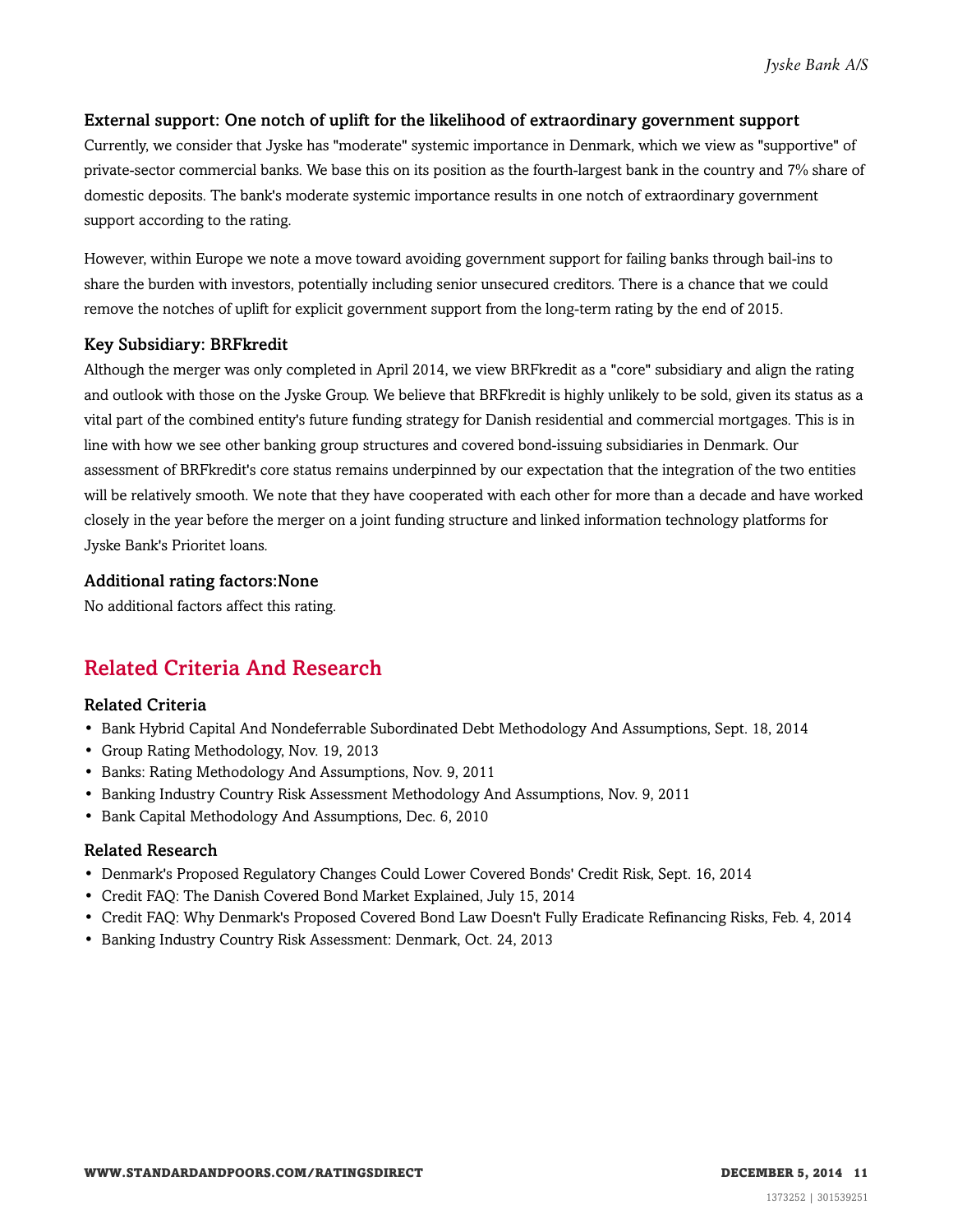### External support: One notch of uplift for the likelihood of extraordinary government support

Currently, we consider that Jyske has "moderate" systemic importance in Denmark, which we view as "supportive" of private-sector commercial banks. We base this on its position as the fourth-largest bank in the country and 7% share of domestic deposits. The bank's moderate systemic importance results in one notch of extraordinary government support according to the rating.

However, within Europe we note a move toward avoiding government support for failing banks through bail-ins to share the burden with investors, potentially including senior unsecured creditors. There is a chance that we could remove the notches of uplift for explicit government support from the long-term rating by the end of 2015.

### Key Subsidiary: BRFkredit

Although the merger was only completed in April 2014, we view BRFkredit as a "core" subsidiary and align the rating and outlook with those on the Jyske Group. We believe that BRFkredit is highly unlikely to be sold, given its status as a vital part of the combined entity's future funding strategy for Danish residential and commercial mortgages. This is in line with how we see other banking group structures and covered bond-issuing subsidiaries in Denmark. Our assessment of BRFkredit's core status remains underpinned by our expectation that the integration of the two entities will be relatively smooth. We note that they have cooperated with each other for more than a decade and have worked closely in the year before the merger on a joint funding structure and linked information technology platforms for Jyske Bank's Prioritet loans.

### Additional rating factors:None

No additional factors affect this rating.

## Related Criteria And Research

### Related Criteria

- Bank Hybrid Capital And Nondeferrable Subordinated Debt Methodology And Assumptions, Sept. 18, 2014
- Group Rating Methodology, Nov. 19, 2013
- Banks: Rating Methodology And Assumptions, Nov. 9, 2011
- Banking Industry Country Risk Assessment Methodology And Assumptions, Nov. 9, 2011
- Bank Capital Methodology And Assumptions, Dec. 6, 2010

### Related Research

- Denmark's Proposed Regulatory Changes Could Lower Covered Bonds' Credit Risk, Sept. 16, 2014
- Credit FAQ: The Danish Covered Bond Market Explained, July 15, 2014
- Credit FAQ: Why Denmark's Proposed Covered Bond Law Doesn't Fully Eradicate Refinancing Risks, Feb. 4, 2014
- Banking Industry Country Risk Assessment: Denmark, Oct. 24, 2013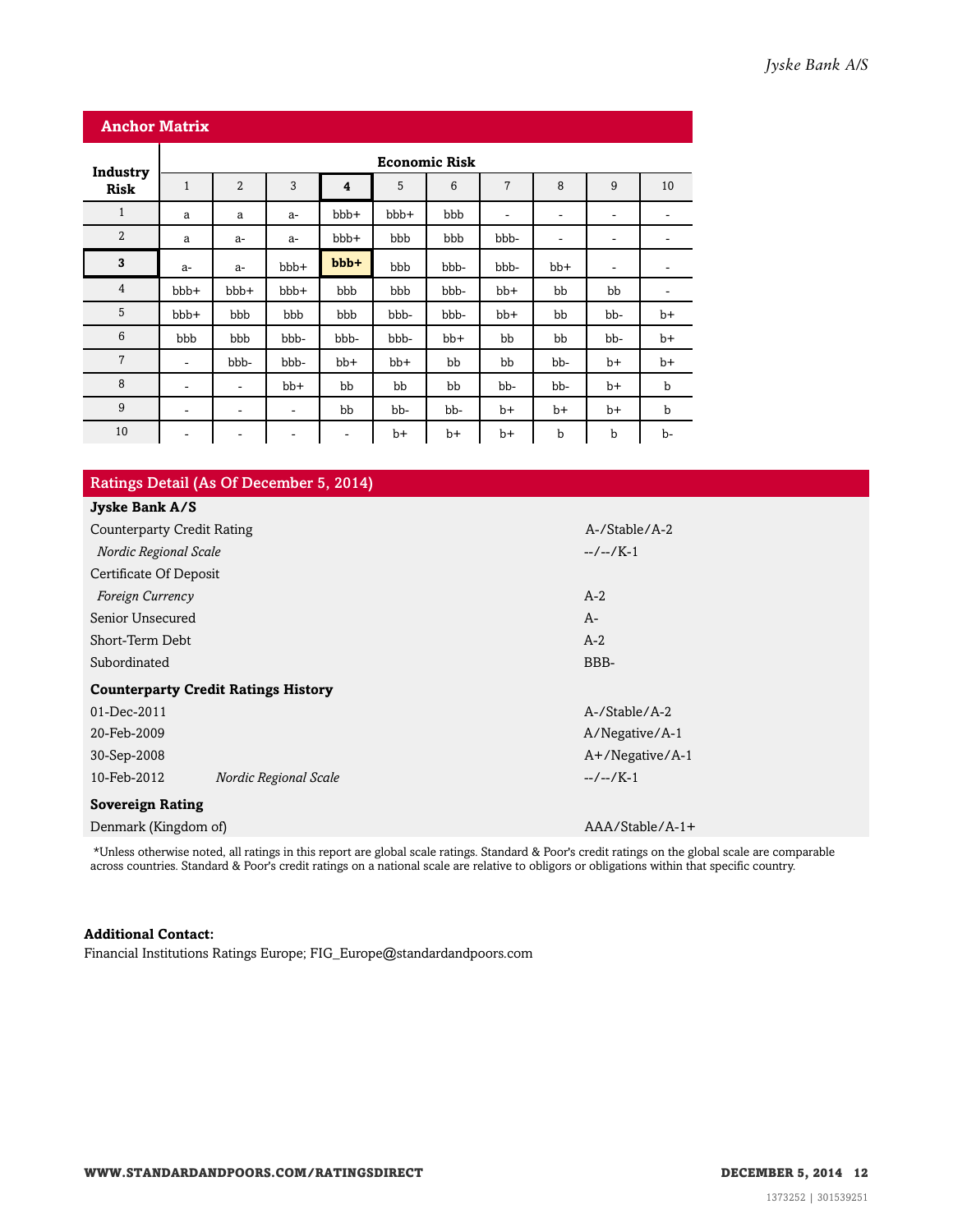## Anchor Matrix

| Industry Risk | Economic Risk | | | | | | | | | |
|---|---|---|---|---|---|---|---|---|---|---|
| | 1 | 2 | 3 | **4** | 5 | 6 | 7 | 8 | 9 | 10 |
| 1 | a | a | a- | bbb+ | bbb+ | bbb | - | - | - | - |
| 2 | a | a- | a- | bbb+ | bbb | bbb | bbb- | - | - | - |
| **3** | a- | a- | bbb+ | **bbb+** | bbb | bbb- | bbb- | bb+ | - | - |
| 4 | bbb+ | bbb+ | bbb+ | bbb | bbb | bbb- | bb+ | bb | bb | - |
| 5 | bbb+ | bbb | bbb | bbb | bbb- | bbb- | bb+ | bb | bb- | b+ |
| 6 | bbb | bbb | bbb- | bbb- | bbb- | bb+ | bb | bb | bb- | b+ |
| 7 | - | bbb- | bbb- | bb+ | bb+ | bb | bb | bb- | b+ | b+ |
| 8 | - | - | bb+ | bb | bb | bb | bb- | bb- | b+ | b |
| 9 | - | - | - | bb | bb- | bb- | b+ | b+ | b+ | b |
| 10 | - | - | - | - | b+ | b+ | b+ | b | b | b- |

## Ratings Detail (As Of December 5, 2014)

| **Jyske Bank A/S** | |
|---|---|
| Counterparty Credit Rating | A-/Stable/A-2 |
| *Nordic Regional Scale* | --/--/K-1 |
| Certificate Of Deposit | |
| *Foreign Currency* | A-2 |
| Senior Unsecured | A- |
| Short-Term Debt | A-2 |
| Subordinated | BBB- |
| **Counterparty Credit Ratings History** | |
| 01-Dec-2011 | A-/Stable/A-2 |
| 20-Feb-2009 | A/Negative/A-1 |
| 30-Sep-2008 | A+/Negative/A-1 |
| 10-Feb-2012 *Nordic Regional Scale* | --/--/K-1 |
| **Sovereign Rating** | |
| Denmark (Kingdom of) | AAA/Stable/A-1+ |

*Unless otherwise noted, all ratings in this report are global scale ratings. Standard & Poor's credit ratings on the global scale are comparable across countries. Standard & Poor's credit ratings on a national scale are relative to obligors or obligations within that specific country.

**Additional Contact:**

Financial Institutions Ratings Europe; FIG_Europe@standardandpoors.com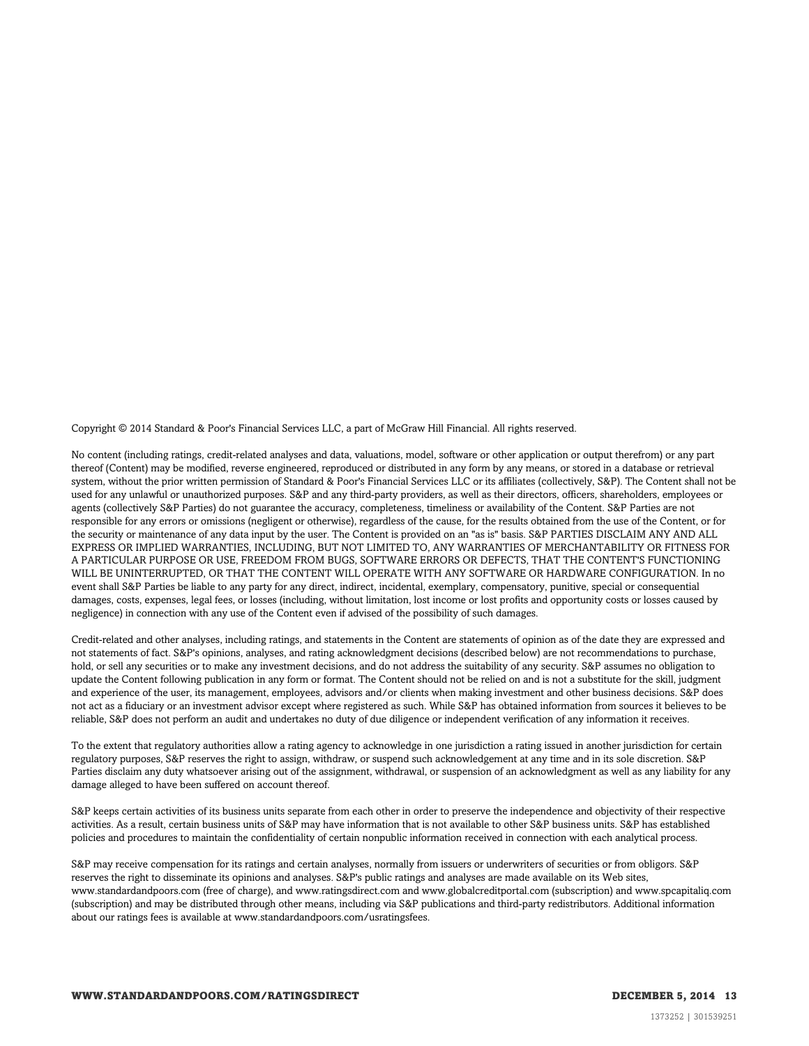Copyright © 2014 Standard & Poor's Financial Services LLC, a part of McGraw Hill Financial. All rights reserved.

No content (including ratings, credit-related analyses and data, valuations, model, software or other application or output therefrom) or any part thereof (Content) may be modified, reverse engineered, reproduced or distributed in any form by any means, or stored in a database or retrieval system, without the prior written permission of Standard & Poor's Financial Services LLC or its affiliates (collectively, S&P). The Content shall not be used for any unlawful or unauthorized purposes. S&P and any third-party providers, as well as their directors, officers, shareholders, employees or agents (collectively S&P Parties) do not guarantee the accuracy, completeness, timeliness or availability of the Content. S&P Parties are not responsible for any errors or omissions (negligent or otherwise), regardless of the cause, for the results obtained from the use of the Content, or for the security or maintenance of any data input by the user. The Content is provided on an "as is" basis. S&P PARTIES DISCLAIM ANY AND ALL EXPRESS OR IMPLIED WARRANTIES, INCLUDING, BUT NOT LIMITED TO, ANY WARRANTIES OF MERCHANTABILITY OR FITNESS FOR A PARTICULAR PURPOSE OR USE, FREEDOM FROM BUGS, SOFTWARE ERRORS OR DEFECTS, THAT THE CONTENT'S FUNCTIONING WILL BE UNINTERRUPTED, OR THAT THE CONTENT WILL OPERATE WITH ANY SOFTWARE OR HARDWARE CONFIGURATION. In no event shall S&P Parties be liable to any party for any direct, indirect, incidental, exemplary, compensatory, punitive, special or consequential damages, costs, expenses, legal fees, or losses (including, without limitation, lost income or lost profits and opportunity costs or losses caused by negligence) in connection with any use of the Content even if advised of the possibility of such damages.

Credit-related and other analyses, including ratings, and statements in the Content are statements of opinion as of the date they are expressed and not statements of fact. S&P's opinions, analyses, and rating acknowledgment decisions (described below) are not recommendations to purchase, hold, or sell any securities or to make any investment decisions, and do not address the suitability of any security. S&P assumes no obligation to update the Content following publication in any form or format. The Content should not be relied on and is not a substitute for the skill, judgment and experience of the user, its management, employees, advisors and/or clients when making investment and other business decisions. S&P does not act as a fiduciary or an investment advisor except where registered as such. While S&P has obtained information from sources it believes to be reliable, S&P does not perform an audit and undertakes no duty of due diligence or independent verification of any information it receives.

To the extent that regulatory authorities allow a rating agency to acknowledge in one jurisdiction a rating issued in another jurisdiction for certain regulatory purposes, S&P reserves the right to assign, withdraw, or suspend such acknowledgement at any time and in its sole discretion. S&P Parties disclaim any duty whatsoever arising out of the assignment, withdrawal, or suspension of an acknowledgment as well as any liability for any damage alleged to have been suffered on account thereof.

S&P keeps certain activities of its business units separate from each other in order to preserve the independence and objectivity of their respective activities. As a result, certain business units of S&P may have information that is not available to other S&P business units. S&P has established policies and procedures to maintain the confidentiality of certain nonpublic information received in connection with each analytical process.

S&P may receive compensation for its ratings and certain analyses, normally from issuers or underwriters of securities or from obligors. S&P reserves the right to disseminate its opinions and analyses. S&P's public ratings and analyses are made available on its Web sites, www.standardandpoors.com (free of charge), and www.ratingsdirect.com and www.globalcreditportal.com (subscription) and www.spcapitaliq.com (subscription) and may be distributed through other means, including via S&P publications and third-party redistributors. Additional information about our ratings fees is available at www.standardandpoors.com/usratingsfees.